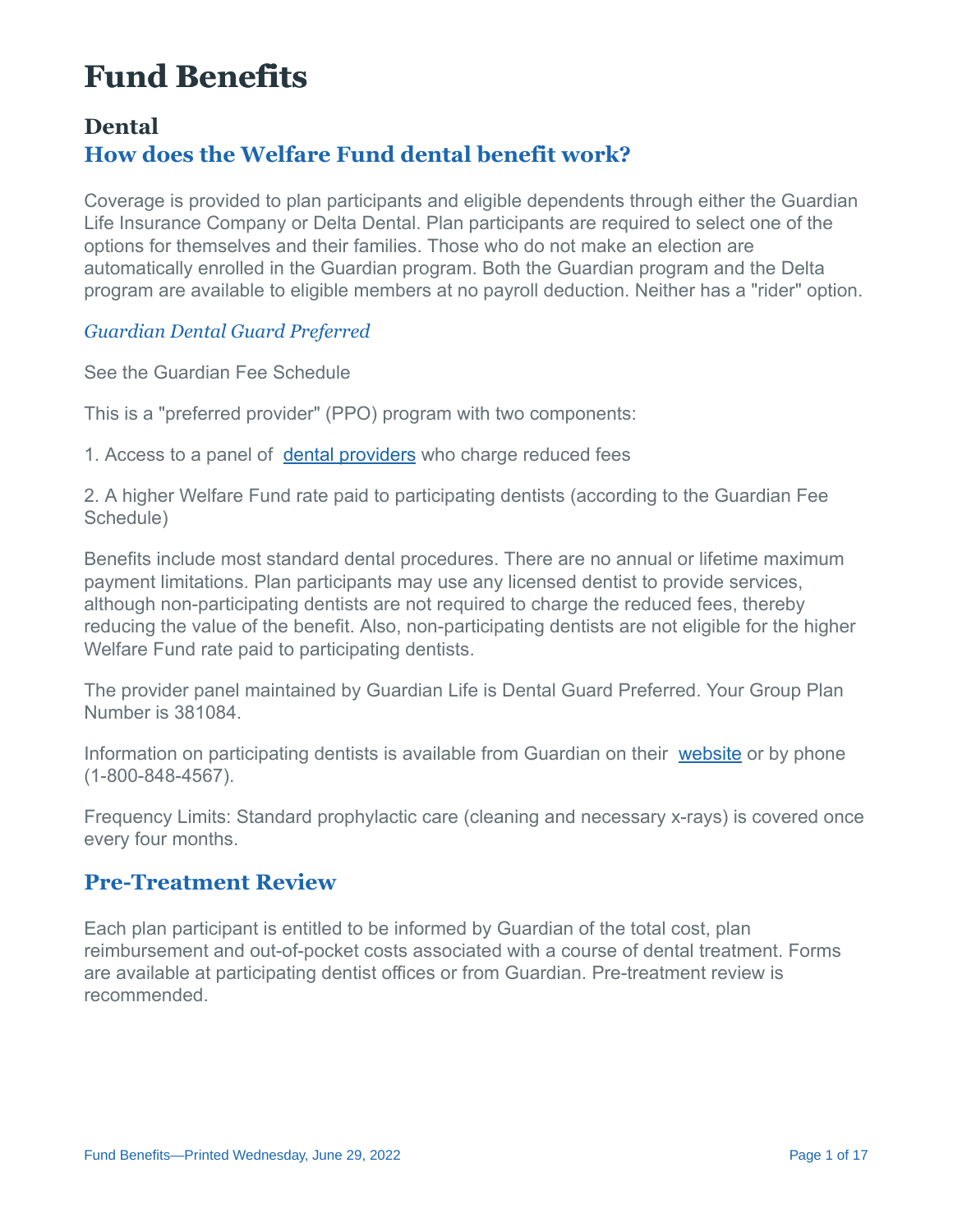# Fund Benefits

## Dental

## How does the Welfare Fund dental benefit work?

Coverage is provided to plan participants and eligible dependents through either the Guardian Life Insurance Company or Delta Dental. Plan participants are required to select one of the options for themselves and their families. Those who do not make an election are automatically enrolled in the Guardian program. Both the Guardian program and the Delta program are available to eligible members at no payroll deduction. Neither has a "rider" option.

### *Guardian Dental Guard Preferred*

See the Guardian Fee Schedule

This is a "preferred provider" (PPO) program with two components:

1. Access to a panel of dental providers who charge reduced fees

2. A higher Welfare Fund rate paid to participating dentists (according to the Guardian Fee Schedule)

Benefits include most standard dental procedures. There are no annual or lifetime maximum payment limitations. Plan participants may use any licensed dentist to provide services, although non-participating dentists are not required to charge the reduced fees, thereby reducing the value of the benefit. Also, non-participating dentists are not eligible for the higher Welfare Fund rate paid to participating dentists.

The provider panel maintained by Guardian Life is Dental Guard Preferred. Your Group Plan Number is 381084.

Information on participating dentists is available from Guardian on their website or by phone (1-800-848-4567).

Frequency Limits: Standard prophylactic care (cleaning and necessary x-rays) is covered once every four months.

## Pre-Treatment Review

Each plan participant is entitled to be informed by Guardian of the total cost, plan reimbursement and out-of-pocket costs associated with a course of dental treatment. Forms are available at participating dentist offices or from Guardian. Pre-treatment review is recommended.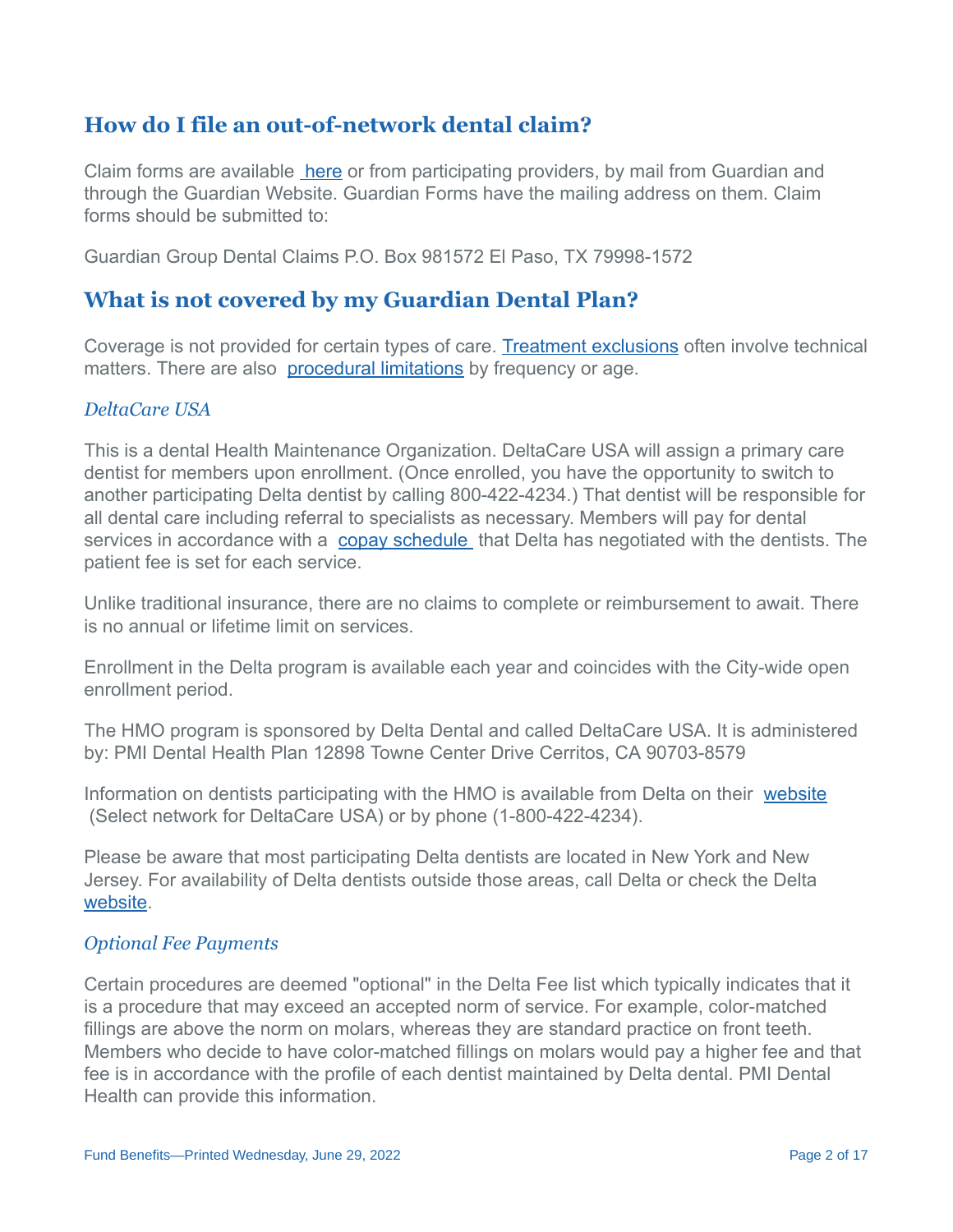## How do I file an out-of-network dental claim?

Claim forms are available here or from participating providers, by mail from Guardian and through the Guardian Website. Guardian Forms have the mailing address on them. Claim forms should be submitted to:

Guardian Group Dental Claims P.O. Box 981572 El Paso, TX 79998-1572

## What is not covered by my Guardian Dental Plan?

Coverage is not provided for certain types of care. Treatment exclusions often involve technical matters. There are also procedural limitations by frequency or age.

### *DeltaCare USA*

This is a dental Health Maintenance Organization. DeltaCare USA will assign a primary care dentist for members upon enrollment. (Once enrolled, you have the opportunity to switch to another participating Delta dentist by calling 800-422-4234.) That dentist will be responsible for all dental care including referral to specialists as necessary. Members will pay for dental services in accordance with a copay schedule that Delta has negotiated with the dentists. The patient fee is set for each service.

Unlike traditional insurance, there are no claims to complete or reimbursement to await. There is no annual or lifetime limit on services.

Enrollment in the Delta program is available each year and coincides with the City-wide open enrollment period.

The HMO program is sponsored by Delta Dental and called DeltaCare USA. It is administered by: PMI Dental Health Plan 12898 Towne Center Drive Cerritos, CA 90703-8579

Information on dentists participating with the HMO is available from Delta on their website (Select network for DeltaCare USA) or by phone (1-800-422-4234).

Please be aware that most participating Delta dentists are located in New York and New Jersey. For availability of Delta dentists outside those areas, call Delta or check the Delta website.

### *Optional Fee Payments*

Certain procedures are deemed "optional" in the Delta Fee list which typically indicates that it is a procedure that may exceed an accepted norm of service. For example, color-matched fillings are above the norm on molars, whereas they are standard practice on front teeth. Members who decide to have color-matched fillings on molars would pay a higher fee and that fee is in accordance with the profile of each dentist maintained by Delta dental. PMI Dental Health can provide this information.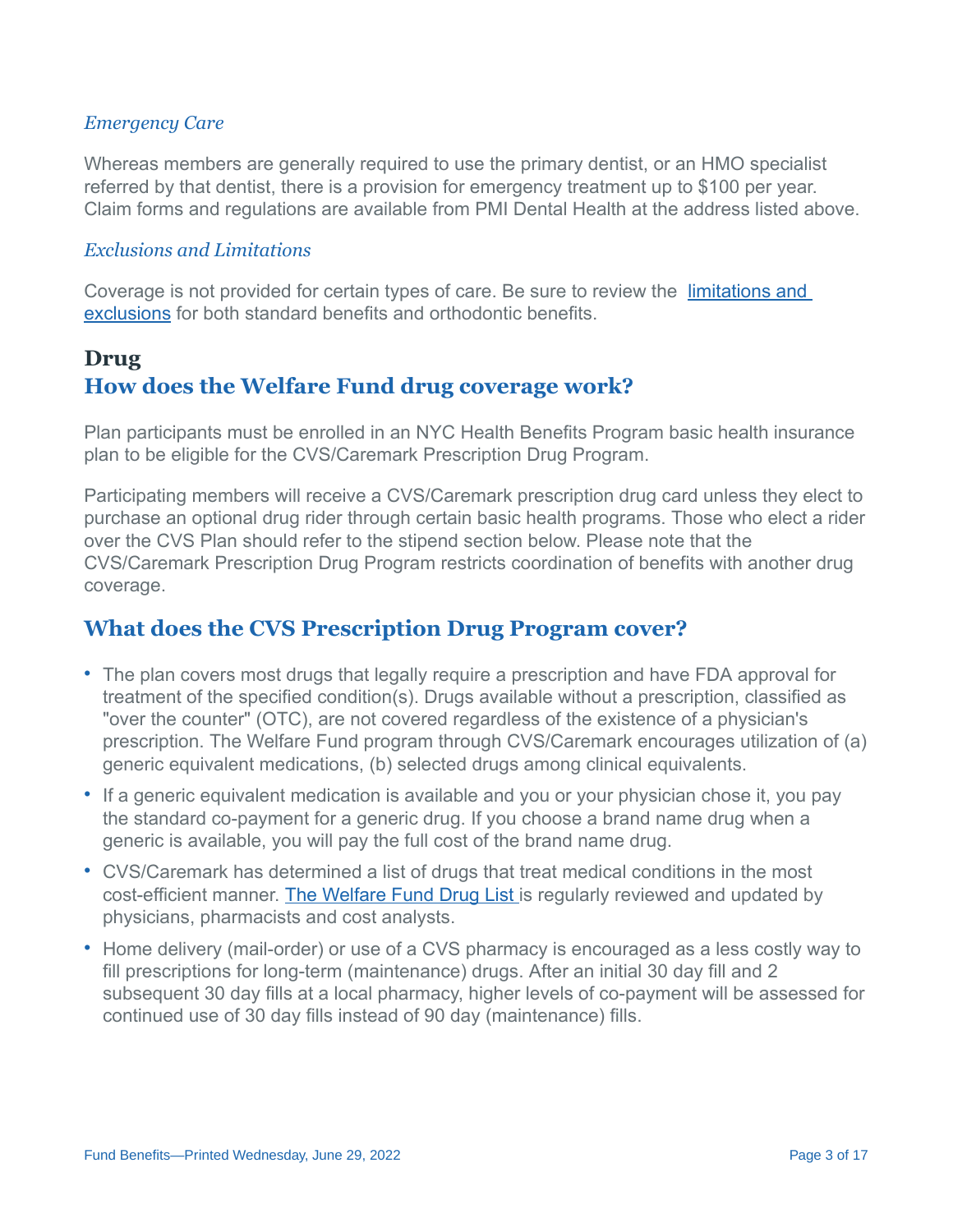### *Emergency Care*

Whereas members are generally required to use the primary dentist, or an HMO specialist referred by that dentist, there is a provision for emergency treatment up to $100 per year. Claim forms and regulations are available from PMI Dental Health at the address listed above.

### *Exclusions and Limitations*

Coverage is not provided for certain types of care. Be sure to review the [limitations and exclusions] for both standard benefits and orthodontic benefits.

## Drug

## How does the Welfare Fund drug coverage work?

Plan participants must be enrolled in an NYC Health Benefits Program basic health insurance plan to be eligible for the CVS/Caremark Prescription Drug Program.

Participating members will receive a CVS/Caremark prescription drug card unless they elect to purchase an optional drug rider through certain basic health programs. Those who elect a rider over the CVS Plan should refer to the stipend section below. Please note that the CVS/Caremark Prescription Drug Program restricts coordination of benefits with another drug coverage.

## What does the CVS Prescription Drug Program cover?

- The plan covers most drugs that legally require a prescription and have FDA approval for treatment of the specified condition(s). Drugs available without a prescription, classified as "over the counter" (OTC), are not covered regardless of the existence of a physician's prescription. The Welfare Fund program through CVS/Caremark encourages utilization of (a) generic equivalent medications, (b) selected drugs among clinical equivalents.
- If a generic equivalent medication is available and you or your physician chose it, you pay the standard co-payment for a generic drug. If you choose a brand name drug when a generic is available, you will pay the full cost of the brand name drug.
- CVS/Caremark has determined a list of drugs that treat medical conditions in the most cost-efficient manner. The Welfare Fund Drug List is regularly reviewed and updated by physicians, pharmacists and cost analysts.
- Home delivery (mail-order) or use of a CVS pharmacy is encouraged as a less costly way to fill prescriptions for long-term (maintenance) drugs. After an initial 30 day fill and 2 subsequent 30 day fills at a local pharmacy, higher levels of co-payment will be assessed for continued use of 30 day fills instead of 90 day (maintenance) fills.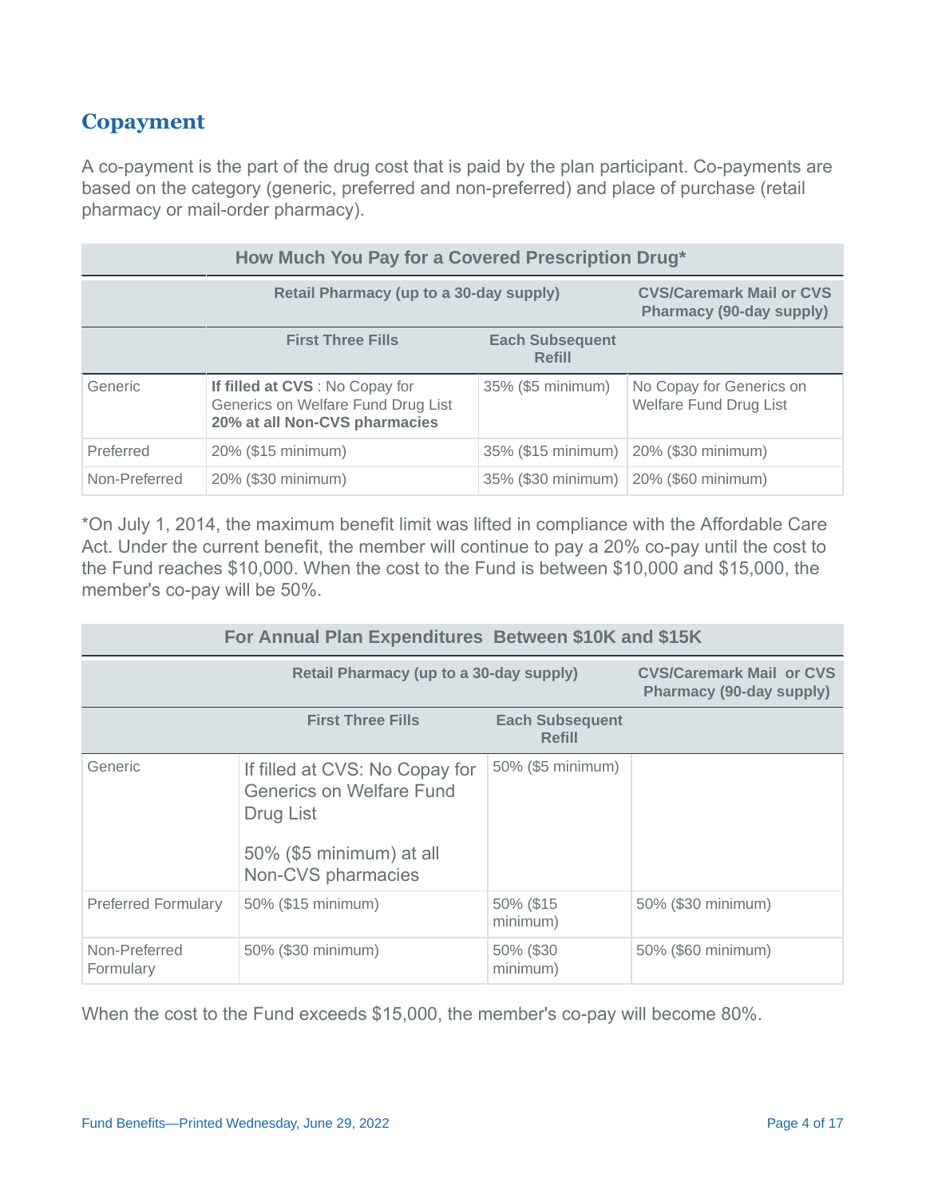## Copayment

A co-payment is the part of the drug cost that is paid by the plan participant. Co-payments are based on the category (generic, preferred and non-preferred) and place of purchase (retail pharmacy or mail-order pharmacy).

| How Much You Pay for a Covered Prescription Drug* | | | |
|---|---|---|---|
| | Retail Pharmacy (up to a 30-day supply) | | CVS/Caremark Mail or CVS Pharmacy (90-day supply) |
| | First Three Fills | Each Subsequent Refill | |
| Generic | **If filled at CVS** : No Copay for Generics on Welfare Fund Drug List **20% at all Non-CVS pharmacies** | 35% ($5 minimum) | No Copay for Generics on Welfare Fund Drug List |
| Preferred | 20% ($15 minimum) | 35% ($15 minimum) | 20% ($30 minimum) |
| Non-Preferred | 20% ($30 minimum) | 35% ($30 minimum) | 20% ($60 minimum) |

*On July 1, 2014, the maximum benefit limit was lifted in compliance with the Affordable Care Act. Under the current benefit, the member will continue to pay a 20% co-pay until the cost to the Fund reaches $10,000. When the cost to the Fund is between $10,000 and $15,000, the member's co-pay will be 50%.

| For Annual Plan Expenditures Between $10K and $15K | | | |
|---|---|---|---|
| | Retail Pharmacy (up to a 30-day supply) | | CVS/Caremark Mail or CVS Pharmacy (90-day supply) |
| | First Three Fills | Each Subsequent Refill | |
| Generic | If filled at CVS: No Copay for Generics on Welfare Fund Drug List<br><br>50% ($5 minimum) at all Non-CVS pharmacies | 50% ($5 minimum) | |
| Preferred Formulary | 50% ($15 minimum) | 50% ($15 minimum) | 50% ($30 minimum) |
| Non-Preferred Formulary | 50% ($30 minimum) | 50% ($30 minimum) | 50% ($60 minimum) |

When the cost to the Fund exceeds $15,000, the member's co-pay will become 80%.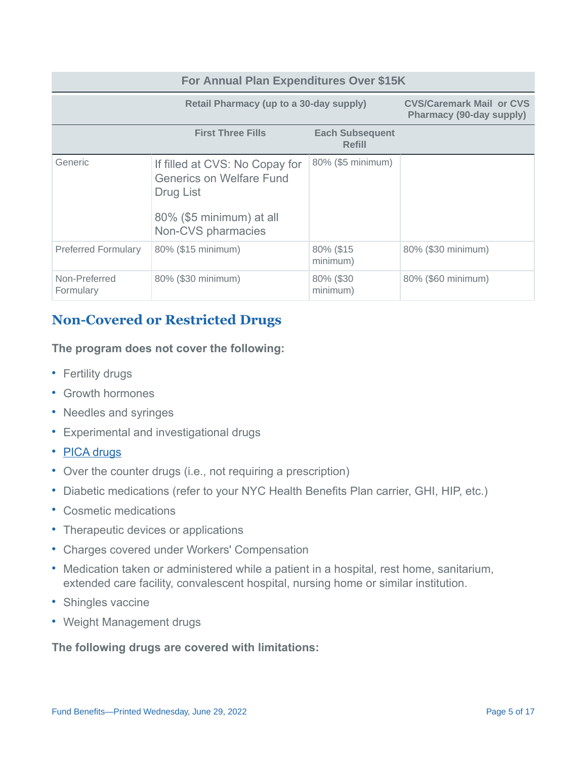| For Annual Plan Expenditures Over $15K | | | |
|---|---|---|---|
| | Retail Pharmacy (up to a 30-day supply) | | CVS/Caremark Mail or CVS Pharmacy (90-day supply) |
| | First Three Fills | Each Subsequent Refill | |
| Generic | If filled at CVS: No Copay for Generics on Welfare Fund Drug List<br><br>80% ($5 minimum) at all Non-CVS pharmacies | 80% ($5 minimum) | |
| Preferred Formulary | 80% ($15 minimum) | 80% ($15 minimum) | 80% ($30 minimum) |
| Non-Preferred Formulary | 80% ($30 minimum) | 80% ($30 minimum) | 80% ($60 minimum) |

## Non-Covered or Restricted Drugs

**The program does not cover the following:**

- Fertility drugs
- Growth hormones
- Needles and syringes
- Experimental and investigational drugs
- PICA drugs
- Over the counter drugs (i.e., not requiring a prescription)
- Diabetic medications (refer to your NYC Health Benefits Plan carrier, GHI, HIP, etc.)
- Cosmetic medications
- Therapeutic devices or applications
- Charges covered under Workers' Compensation
- Medication taken or administered while a patient in a hospital, rest home, sanitarium, extended care facility, convalescent hospital, nursing home or similar institution.
- Shingles vaccine
- Weight Management drugs

**The following drugs are covered with limitations:**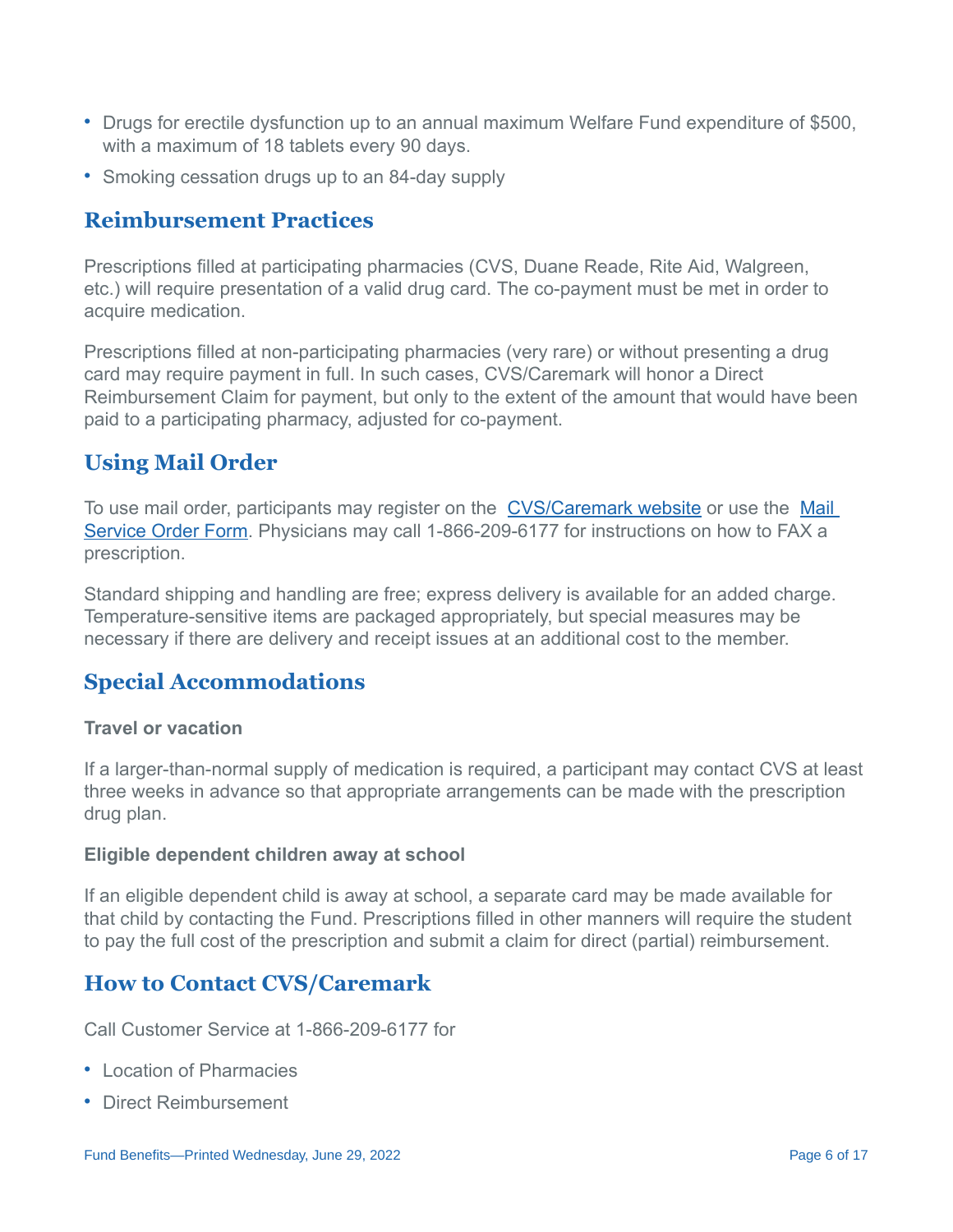- Drugs for erectile dysfunction up to an annual maximum Welfare Fund expenditure of $500, with a maximum of 18 tablets every 90 days.
- Smoking cessation drugs up to an 84-day supply

## Reimbursement Practices

Prescriptions filled at participating pharmacies (CVS, Duane Reade, Rite Aid, Walgreen, etc.) will require presentation of a valid drug card. The co-payment must be met in order to acquire medication.

Prescriptions filled at non-participating pharmacies (very rare) or without presenting a drug card may require payment in full. In such cases, CVS/Caremark will honor a Direct Reimbursement Claim for payment, but only to the extent of the amount that would have been paid to a participating pharmacy, adjusted for co-payment.

## Using Mail Order

To use mail order, participants may register on the CVS/Caremark website or use the Mail Service Order Form. Physicians may call 1-866-209-6177 for instructions on how to FAX a prescription.

Standard shipping and handling are free; express delivery is available for an added charge. Temperature-sensitive items are packaged appropriately, but special measures may be necessary if there are delivery and receipt issues at an additional cost to the member.

## Special Accommodations

**Travel or vacation**

If a larger-than-normal supply of medication is required, a participant may contact CVS at least three weeks in advance so that appropriate arrangements can be made with the prescription drug plan.

**Eligible dependent children away at school**

If an eligible dependent child is away at school, a separate card may be made available for that child by contacting the Fund. Prescriptions filled in other manners will require the student to pay the full cost of the prescription and submit a claim for direct (partial) reimbursement.

## How to Contact CVS/Caremark

Call Customer Service at 1-866-209-6177 for

- Location of Pharmacies
- Direct Reimbursement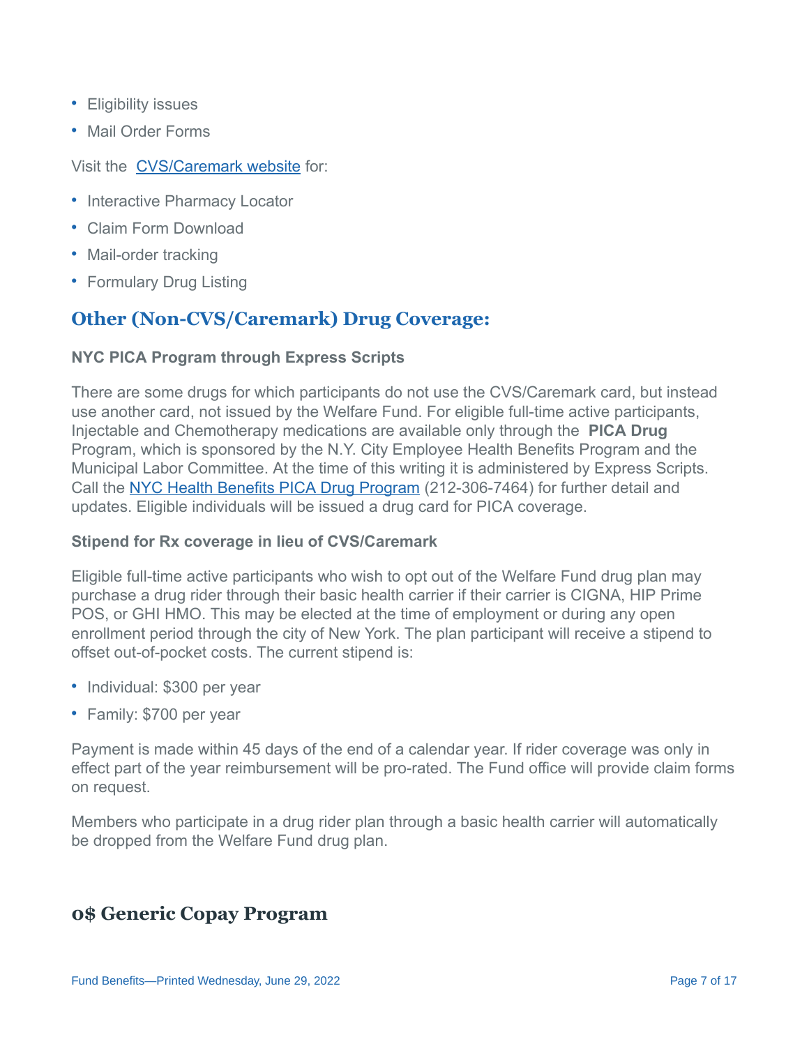- Eligibility issues
- Mail Order Forms

Visit the [CVS/Caremark website](#) for:

- Interactive Pharmacy Locator
- Claim Form Download
- Mail-order tracking
- Formulary Drug Listing

## Other (Non-CVS/Caremark) Drug Coverage:

### NYC PICA Program through Express Scripts

There are some drugs for which participants do not use the CVS/Caremark card, but instead use another card, not issued by the Welfare Fund. For eligible full-time active participants, Injectable and Chemotherapy medications are available only through the **PICA Drug** Program, which is sponsored by the N.Y. City Employee Health Benefits Program and the Municipal Labor Committee. At the time of this writing it is administered by Express Scripts. Call the [NYC Health Benefits PICA Drug Program](#) (212-306-7464) for further detail and updates. Eligible individuals will be issued a drug card for PICA coverage.

### Stipend for Rx coverage in lieu of CVS/Caremark

Eligible full-time active participants who wish to opt out of the Welfare Fund drug plan may purchase a drug rider through their basic health carrier if their carrier is CIGNA, HIP Prime POS, or GHI HMO. This may be elected at the time of employment or during any open enrollment period through the city of New York. The plan participant will receive a stipend to offset out-of-pocket costs. The current stipend is:

- Individual: $300 per year
- Family: $700 per year

Payment is made within 45 days of the end of a calendar year. If rider coverage was only in effect part of the year reimbursement will be pro-rated. The Fund office will provide claim forms on request.

Members who participate in a drug rider plan through a basic health carrier will automatically be dropped from the Welfare Fund drug plan.

## 0$ Generic Copay Program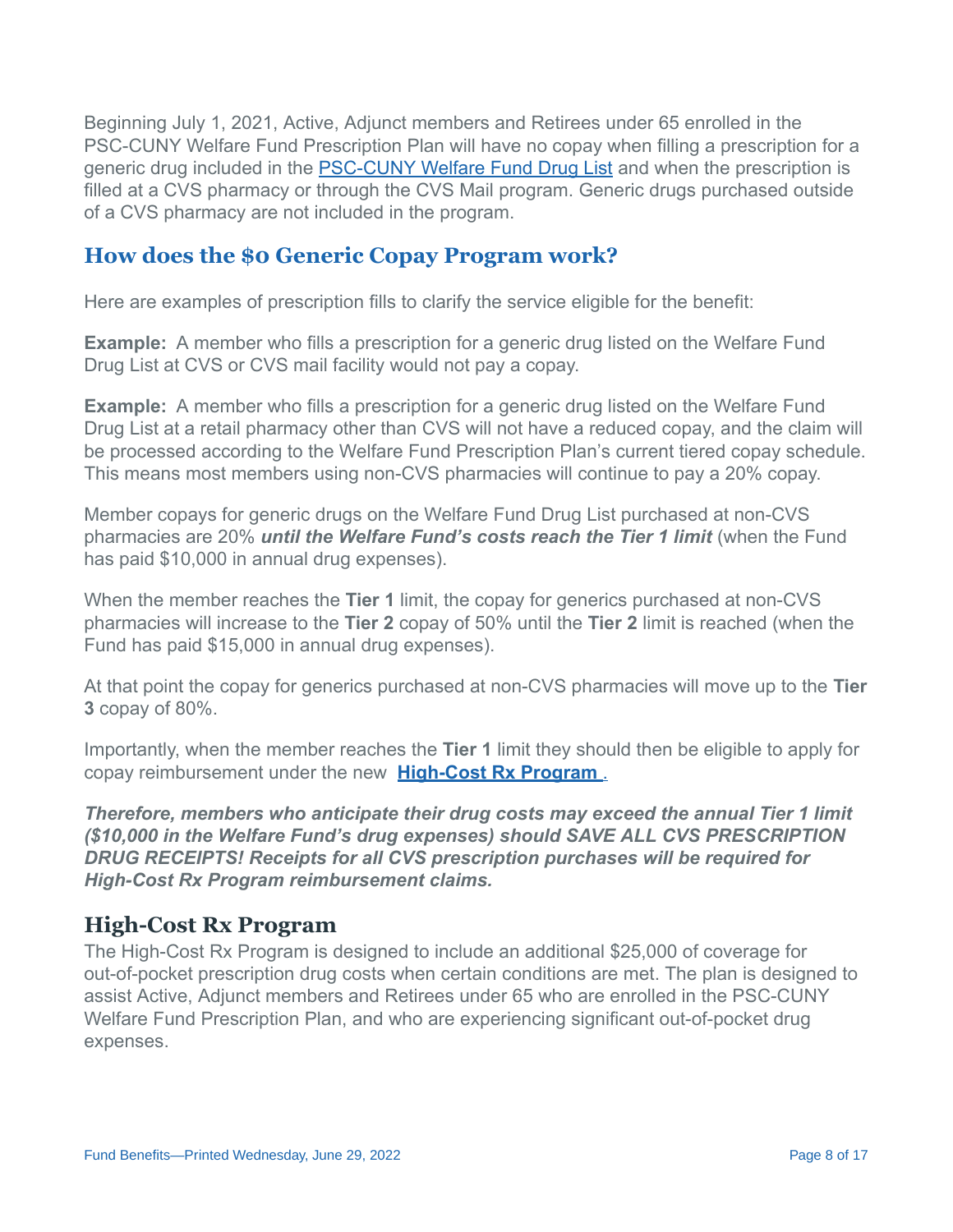Beginning July 1, 2021, Active, Adjunct members and Retirees under 65 enrolled in the PSC-CUNY Welfare Fund Prescription Plan will have no copay when filling a prescription for a generic drug included in the PSC-CUNY Welfare Fund Drug List and when the prescription is filled at a CVS pharmacy or through the CVS Mail program. Generic drugs purchased outside of a CVS pharmacy are not included in the program.

## How does the $0 Generic Copay Program work?

Here are examples of prescription fills to clarify the service eligible for the benefit:

**Example:** A member who fills a prescription for a generic drug listed on the Welfare Fund Drug List at CVS or CVS mail facility would not pay a copay.

**Example:** A member who fills a prescription for a generic drug listed on the Welfare Fund Drug List at a retail pharmacy other than CVS will not have a reduced copay, and the claim will be processed according to the Welfare Fund Prescription Plan's current tiered copay schedule. This means most members using non-CVS pharmacies will continue to pay a 20% copay.

Member copays for generic drugs on the Welfare Fund Drug List purchased at non-CVS pharmacies are 20% ***until the Welfare Fund's costs reach the Tier 1 limit*** (when the Fund has paid $10,000 in annual drug expenses).

When the member reaches the **Tier 1** limit, the copay for generics purchased at non-CVS pharmacies will increase to the **Tier 2** copay of 50% until the **Tier 2** limit is reached (when the Fund has paid $15,000 in annual drug expenses).

At that point the copay for generics purchased at non-CVS pharmacies will move up to the **Tier 3** copay of 80%.

Importantly, when the member reaches the **Tier 1** limit they should then be eligible to apply for copay reimbursement under the new **High-Cost Rx Program**.

***Therefore, members who anticipate their drug costs may exceed the annual Tier 1 limit ($10,000 in the Welfare Fund's drug expenses) should SAVE ALL CVS PRESCRIPTION DRUG RECEIPTS! Receipts for all CVS prescription purchases will be required for High-Cost Rx Program reimbursement claims.***

## High-Cost Rx Program

The High-Cost Rx Program is designed to include an additional $25,000 of coverage for out-of-pocket prescription drug costs when certain conditions are met. The plan is designed to assist Active, Adjunct members and Retirees under 65 who are enrolled in the PSC-CUNY Welfare Fund Prescription Plan, and who are experiencing significant out-of-pocket drug expenses.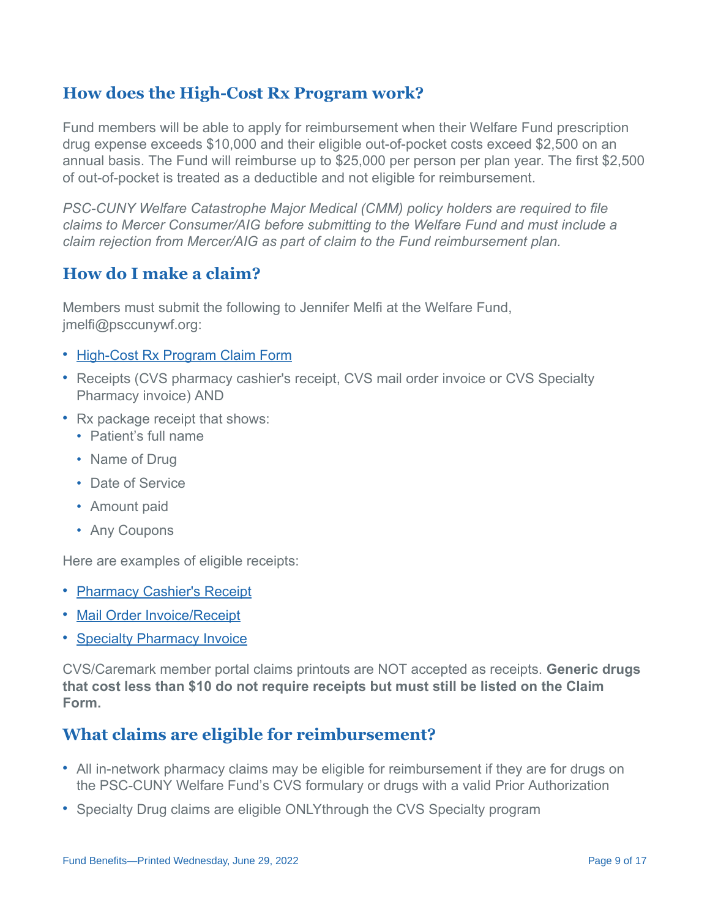## How does the High-Cost Rx Program work?

Fund members will be able to apply for reimbursement when their Welfare Fund prescription drug expense exceeds $10,000 and their eligible out-of-pocket costs exceed $2,500 on an annual basis. The Fund will reimburse up to $25,000 per person per plan year. The first $2,500 of out-of-pocket is treated as a deductible and not eligible for reimbursement.

*PSC-CUNY Welfare Catastrophe Major Medical (CMM) policy holders are required to file claims to Mercer Consumer/AIG before submitting to the Welfare Fund and must include a claim rejection from Mercer/AIG as part of claim to the Fund reimbursement plan.*

## How do I make a claim?

Members must submit the following to Jennifer Melfi at the Welfare Fund, jmelfi@psccunywf.org:

- High-Cost Rx Program Claim Form
- Receipts (CVS pharmacy cashier's receipt, CVS mail order invoice or CVS Specialty Pharmacy invoice) AND
- Rx package receipt that shows:
  - Patient's full name
  - Name of Drug
  - Date of Service
  - Amount paid
  - Any Coupons

Here are examples of eligible receipts:

- Pharmacy Cashier's Receipt
- Mail Order Invoice/Receipt
- Specialty Pharmacy Invoice

CVS/Caremark member portal claims printouts are NOT accepted as receipts. **Generic drugs that cost less than $10 do not require receipts but must still be listed on the Claim Form.**

## What claims are eligible for reimbursement?

- All in-network pharmacy claims may be eligible for reimbursement if they are for drugs on the PSC-CUNY Welfare Fund's CVS formulary or drugs with a valid Prior Authorization
- Specialty Drug claims are eligible ONLYthrough the CVS Specialty program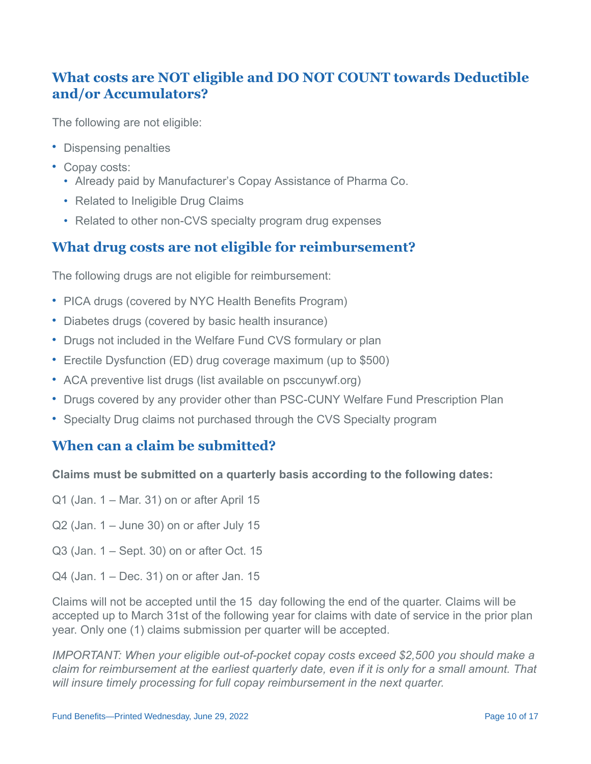## What costs are NOT eligible and DO NOT COUNT towards Deductible and/or Accumulators?

The following are not eligible:

- Dispensing penalties
- Copay costs:
  - Already paid by Manufacturer's Copay Assistance of Pharma Co.
  - Related to Ineligible Drug Claims
  - Related to other non-CVS specialty program drug expenses

## What drug costs are not eligible for reimbursement?

The following drugs are not eligible for reimbursement:

- PICA drugs (covered by NYC Health Benefits Program)
- Diabetes drugs (covered by basic health insurance)
- Drugs not included in the Welfare Fund CVS formulary or plan
- Erectile Dysfunction (ED) drug coverage maximum (up to $500)
- ACA preventive list drugs (list available on psccunywf.org)
- Drugs covered by any provider other than PSC-CUNY Welfare Fund Prescription Plan
- Specialty Drug claims not purchased through the CVS Specialty program

## When can a claim be submitted?

**Claims must be submitted on a quarterly basis according to the following dates:**

Q1 (Jan. 1 – Mar. 31) on or after April 15

Q2 (Jan. 1 – June 30) on or after July 15

Q3 (Jan. 1 – Sept. 30) on or after Oct. 15

Q4 (Jan. 1 – Dec. 31) on or after Jan. 15

Claims will not be accepted until the 15 day following the end of the quarter. Claims will be accepted up to March 31st of the following year for claims with date of service in the prior plan year. Only one (1) claims submission per quarter will be accepted.

*IMPORTANT: When your eligible out-of-pocket copay costs exceed $2,500 you should make a claim for reimbursement at the earliest quarterly date, even if it is only for a small amount. That will insure timely processing for full copay reimbursement in the next quarter.*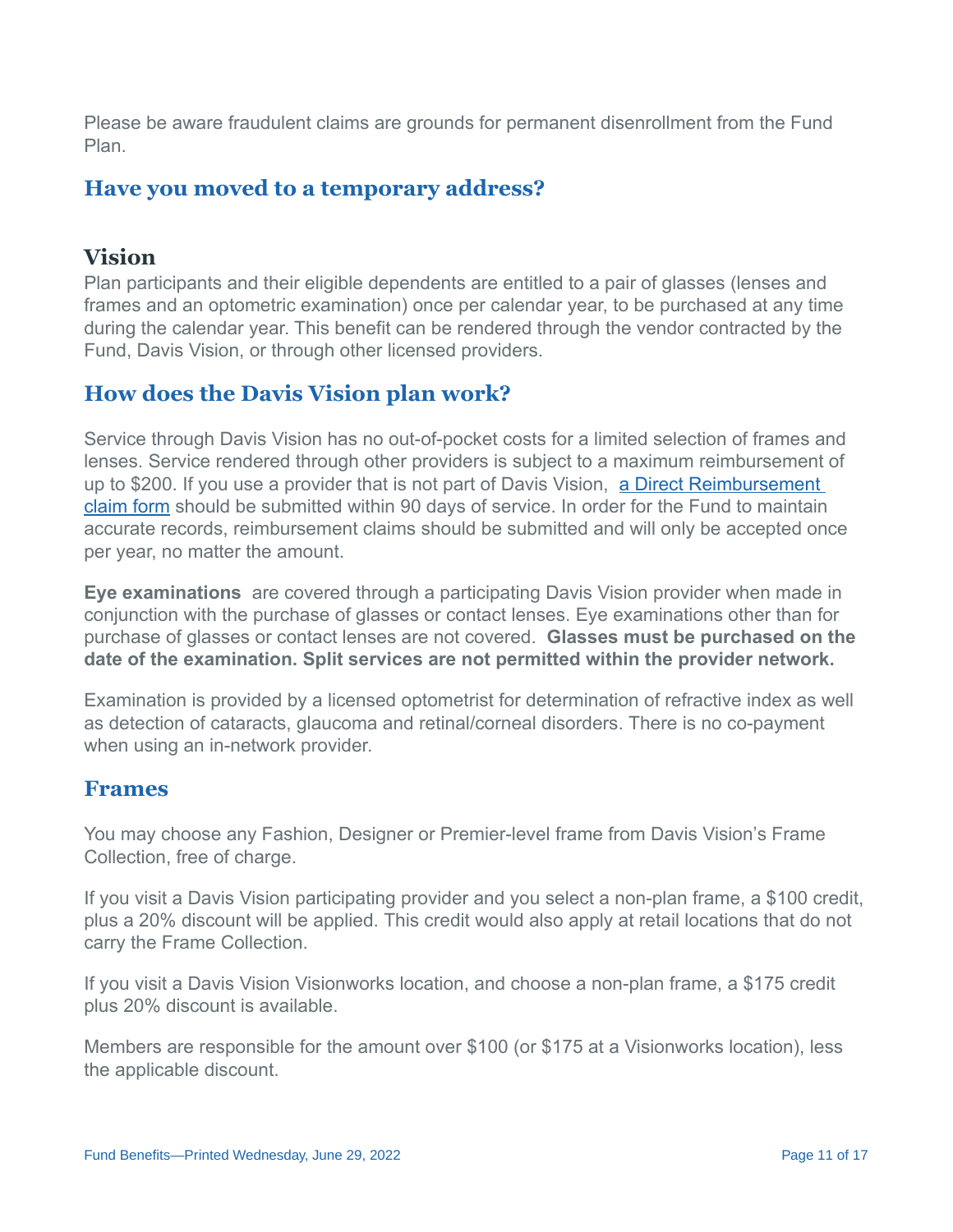Please be aware fraudulent claims are grounds for permanent disenrollment from the Fund Plan.

## Have you moved to a temporary address?

### Vision

Plan participants and their eligible dependents are entitled to a pair of glasses (lenses and frames and an optometric examination) once per calendar year, to be purchased at any time during the calendar year. This benefit can be rendered through the vendor contracted by the Fund, Davis Vision, or through other licensed providers.

## How does the Davis Vision plan work?

Service through Davis Vision has no out-of-pocket costs for a limited selection of frames and lenses. Service rendered through other providers is subject to a maximum reimbursement of up to $200. If you use a provider that is not part of Davis Vision, a Direct Reimbursement claim form should be submitted within 90 days of service. In order for the Fund to maintain accurate records, reimbursement claims should be submitted and will only be accepted once per year, no matter the amount.

**Eye examinations** are covered through a participating Davis Vision provider when made in conjunction with the purchase of glasses or contact lenses. Eye examinations other than for purchase of glasses or contact lenses are not covered. **Glasses must be purchased on the date of the examination. Split services are not permitted within the provider network.**

Examination is provided by a licensed optometrist for determination of refractive index as well as detection of cataracts, glaucoma and retinal/corneal disorders. There is no co-payment when using an in-network provider.

## Frames

You may choose any Fashion, Designer or Premier-level frame from Davis Vision's Frame Collection, free of charge.

If you visit a Davis Vision participating provider and you select a non-plan frame, a $100 credit, plus a 20% discount will be applied. This credit would also apply at retail locations that do not carry the Frame Collection.

If you visit a Davis Vision Visionworks location, and choose a non-plan frame, a $175 credit plus 20% discount is available.

Members are responsible for the amount over $100 (or $175 at a Visionworks location), less the applicable discount.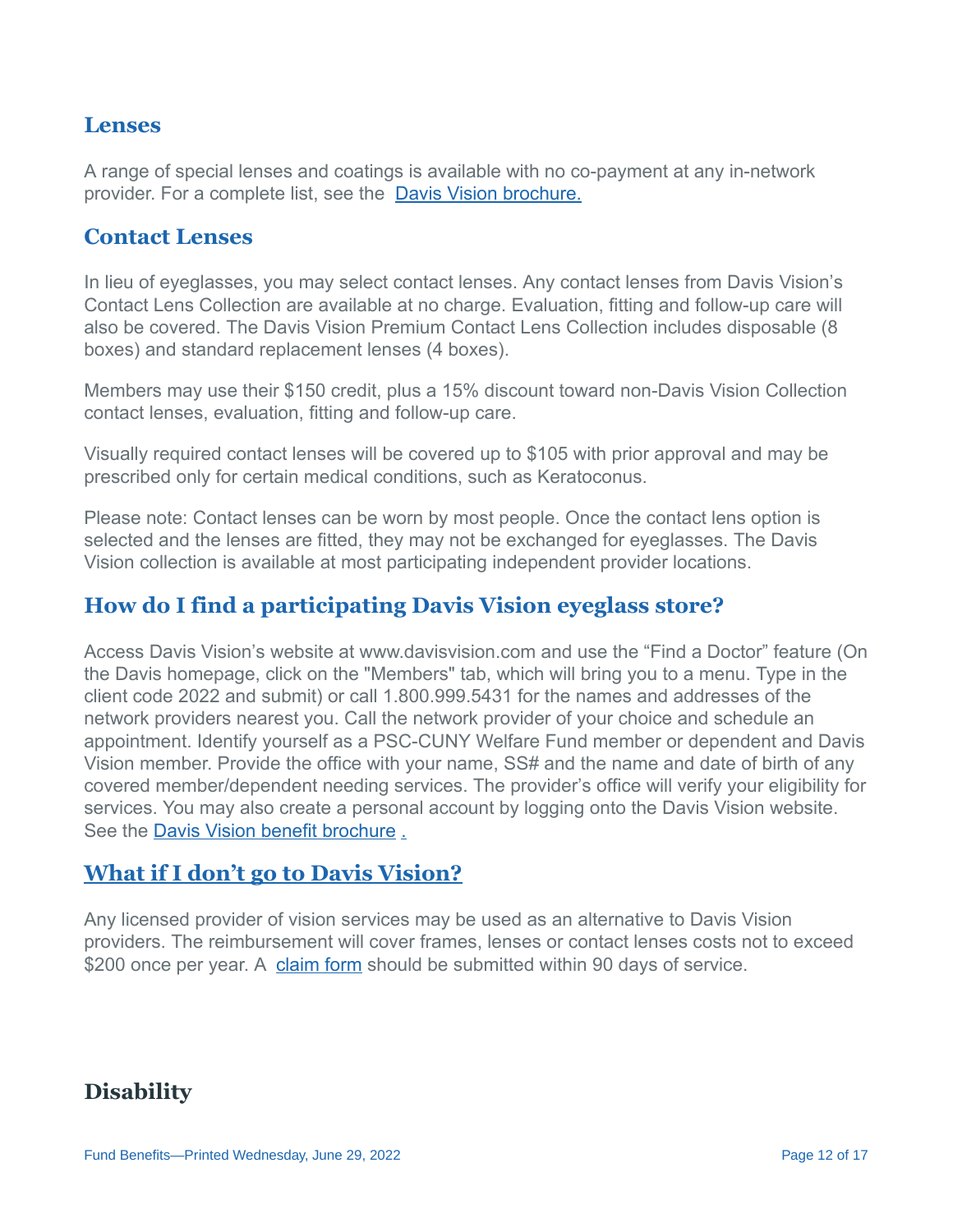## Lenses

A range of special lenses and coatings is available with no co-payment at any in-network provider. For a complete list, see the [Davis Vision brochure.](#)

## Contact Lenses

In lieu of eyeglasses, you may select contact lenses. Any contact lenses from Davis Vision's Contact Lens Collection are available at no charge. Evaluation, fitting and follow-up care will also be covered. The Davis Vision Premium Contact Lens Collection includes disposable (8 boxes) and standard replacement lenses (4 boxes).

Members may use their $150 credit, plus a 15% discount toward non-Davis Vision Collection contact lenses, evaluation, fitting and follow-up care.

Visually required contact lenses will be covered up to $105 with prior approval and may be prescribed only for certain medical conditions, such as Keratoconus.

Please note: Contact lenses can be worn by most people. Once the contact lens option is selected and the lenses are fitted, they may not be exchanged for eyeglasses. The Davis Vision collection is available at most participating independent provider locations.

## How do I find a participating Davis Vision eyeglass store?

Access Davis Vision's website at www.davisvision.com and use the "Find a Doctor" feature (On the Davis homepage, click on the "Members" tab, which will bring you to a menu. Type in the client code 2022 and submit) or call 1.800.999.5431 for the names and addresses of the network providers nearest you. Call the network provider of your choice and schedule an appointment. Identify yourself as a PSC-CUNY Welfare Fund member or dependent and Davis Vision member. Provide the office with your name, SS# and the name and date of birth of any covered member/dependent needing services. The provider's office will verify your eligibility for services. You may also create a personal account by logging onto the Davis Vision website. See the [Davis Vision benefit brochure](#) .

## What if I don't go to Davis Vision?

Any licensed provider of vision services may be used as an alternative to Davis Vision providers. The reimbursement will cover frames, lenses or contact lenses costs not to exceed $200 once per year. A [claim form](#) should be submitted within 90 days of service.

# Disability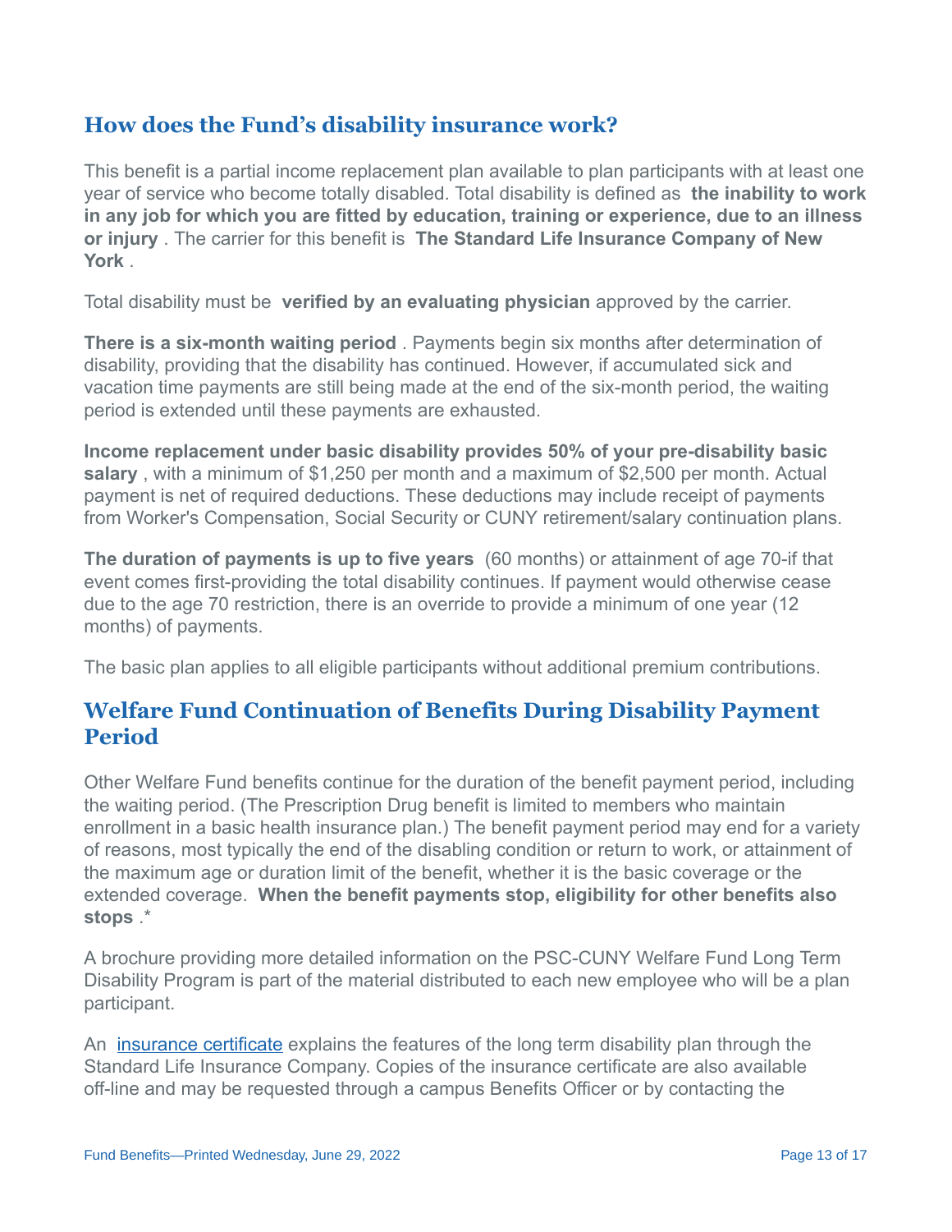## How does the Fund's disability insurance work?

This benefit is a partial income replacement plan available to plan participants with at least one year of service who become totally disabled. Total disability is defined as **the inability to work in any job for which you are fitted by education, training or experience, due to an illness or injury** . The carrier for this benefit is **The Standard Life Insurance Company of New York** .

Total disability must be **verified by an evaluating physician** approved by the carrier.

**There is a six-month waiting period** . Payments begin six months after determination of disability, providing that the disability has continued. However, if accumulated sick and vacation time payments are still being made at the end of the six-month period, the waiting period is extended until these payments are exhausted.

**Income replacement under basic disability provides 50% of your pre-disability basic salary** , with a minimum of $1,250 per month and a maximum of $2,500 per month. Actual payment is net of required deductions. These deductions may include receipt of payments from Worker's Compensation, Social Security or CUNY retirement/salary continuation plans.

**The duration of payments is up to five years** (60 months) or attainment of age 70-if that event comes first-providing the total disability continues. If payment would otherwise cease due to the age 70 restriction, there is an override to provide a minimum of one year (12 months) of payments.

The basic plan applies to all eligible participants without additional premium contributions.

## Welfare Fund Continuation of Benefits During Disability Payment Period

Other Welfare Fund benefits continue for the duration of the benefit payment period, including the waiting period. (The Prescription Drug benefit is limited to members who maintain enrollment in a basic health insurance plan.) The benefit payment period may end for a variety of reasons, most typically the end of the disabling condition or return to work, or attainment of the maximum age or duration limit of the benefit, whether it is the basic coverage or the extended coverage. **When the benefit payments stop, eligibility for other benefits also stops** .*

A brochure providing more detailed information on the PSC-CUNY Welfare Fund Long Term Disability Program is part of the material distributed to each new employee who will be a plan participant.

An insurance certificate explains the features of the long term disability plan through the Standard Life Insurance Company. Copies of the insurance certificate are also available off-line and may be requested through a campus Benefits Officer or by contacting the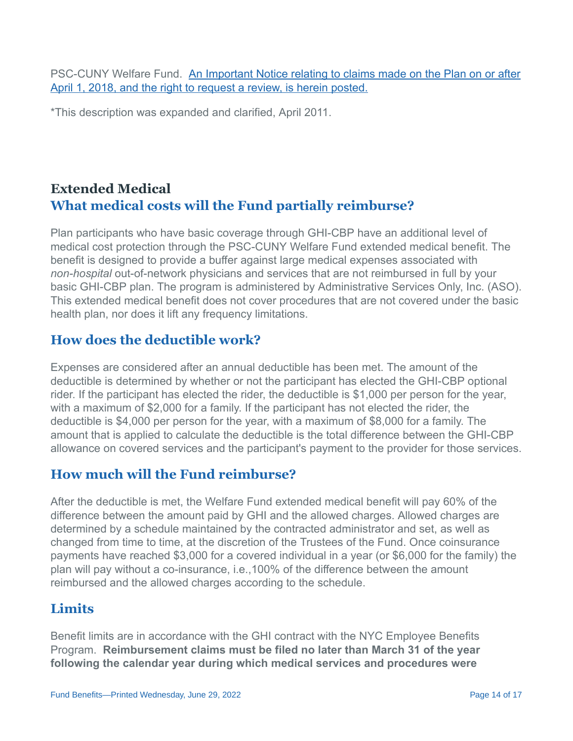PSC-CUNY Welfare Fund. [An Important Notice relating to claims made on the Plan on or after April 1, 2018, and the right to request a review, is herein posted.]

*This description was expanded and clarified, April 2011.

## Extended Medical

### What medical costs will the Fund partially reimburse?

Plan participants who have basic coverage through GHI-CBP have an additional level of medical cost protection through the PSC-CUNY Welfare Fund extended medical benefit. The benefit is designed to provide a buffer against large medical expenses associated with *non-hospital* out-of-network physicians and services that are not reimbursed in full by your basic GHI-CBP plan. The program is administered by Administrative Services Only, Inc. (ASO). This extended medical benefit does not cover procedures that are not covered under the basic health plan, nor does it lift any frequency limitations.

### How does the deductible work?

Expenses are considered after an annual deductible has been met. The amount of the deductible is determined by whether or not the participant has elected the GHI-CBP optional rider. If the participant has elected the rider, the deductible is $1,000 per person for the year, with a maximum of $2,000 for a family. If the participant has not elected the rider, the deductible is $4,000 per person for the year, with a maximum of $8,000 for a family. The amount that is applied to calculate the deductible is the total difference between the GHI-CBP allowance on covered services and the participant's payment to the provider for those services.

### How much will the Fund reimburse?

After the deductible is met, the Welfare Fund extended medical benefit will pay 60% of the difference between the amount paid by GHI and the allowed charges. Allowed charges are determined by a schedule maintained by the contracted administrator and set, as well as changed from time to time, at the discretion of the Trustees of the Fund. Once coinsurance payments have reached $3,000 for a covered individual in a year (or $6,000 for the family) the plan will pay without a co-insurance, i.e.,100% of the difference between the amount reimbursed and the allowed charges according to the schedule.

### Limits

Benefit limits are in accordance with the GHI contract with the NYC Employee Benefits Program. **Reimbursement claims must be filed no later than March 31 of the year following the calendar year during which medical services and procedures were**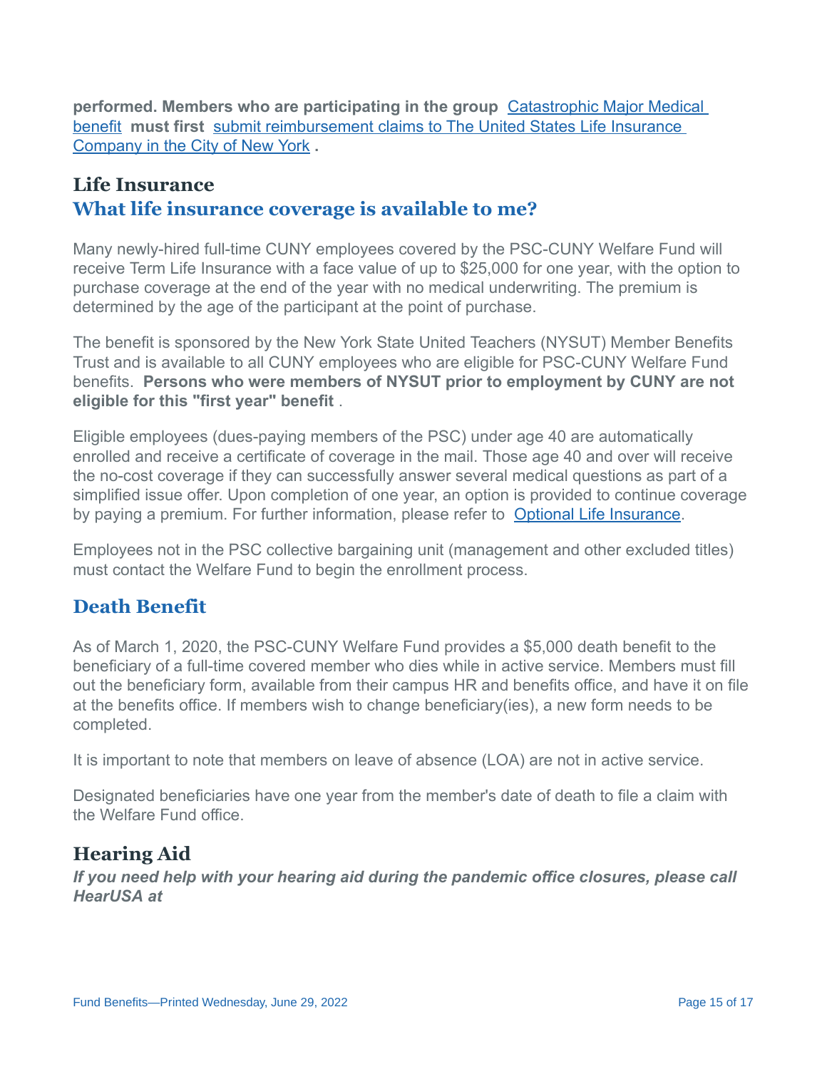**performed. Members who are participating in the group Catastrophic Major Medical benefit must first submit reimbursement claims to The United States Life Insurance Company in the City of New York .**

## Life Insurance

### What life insurance coverage is available to me?

Many newly-hired full-time CUNY employees covered by the PSC-CUNY Welfare Fund will receive Term Life Insurance with a face value of up to $25,000 for one year, with the option to purchase coverage at the end of the year with no medical underwriting. The premium is determined by the age of the participant at the point of purchase.

The benefit is sponsored by the New York State United Teachers (NYSUT) Member Benefits Trust and is available to all CUNY employees who are eligible for PSC-CUNY Welfare Fund benefits. **Persons who were members of NYSUT prior to employment by CUNY are not eligible for this "first year" benefit** .

Eligible employees (dues-paying members of the PSC) under age 40 are automatically enrolled and receive a certificate of coverage in the mail. Those age 40 and over will receive the no-cost coverage if they can successfully answer several medical questions as part of a simplified issue offer. Upon completion of one year, an option is provided to continue coverage by paying a premium. For further information, please refer to Optional Life Insurance.

Employees not in the PSC collective bargaining unit (management and other excluded titles) must contact the Welfare Fund to begin the enrollment process.

## Death Benefit

As of March 1, 2020, the PSC-CUNY Welfare Fund provides a $5,000 death benefit to the beneficiary of a full-time covered member who dies while in active service. Members must fill out the beneficiary form, available from their campus HR and benefits office, and have it on file at the benefits office. If members wish to change beneficiary(ies), a new form needs to be completed.

It is important to note that members on leave of absence (LOA) are not in active service.

Designated beneficiaries have one year from the member's date of death to file a claim with the Welfare Fund office.

## Hearing Aid

***If you need help with your hearing aid during the pandemic office closures, please call HearUSA at***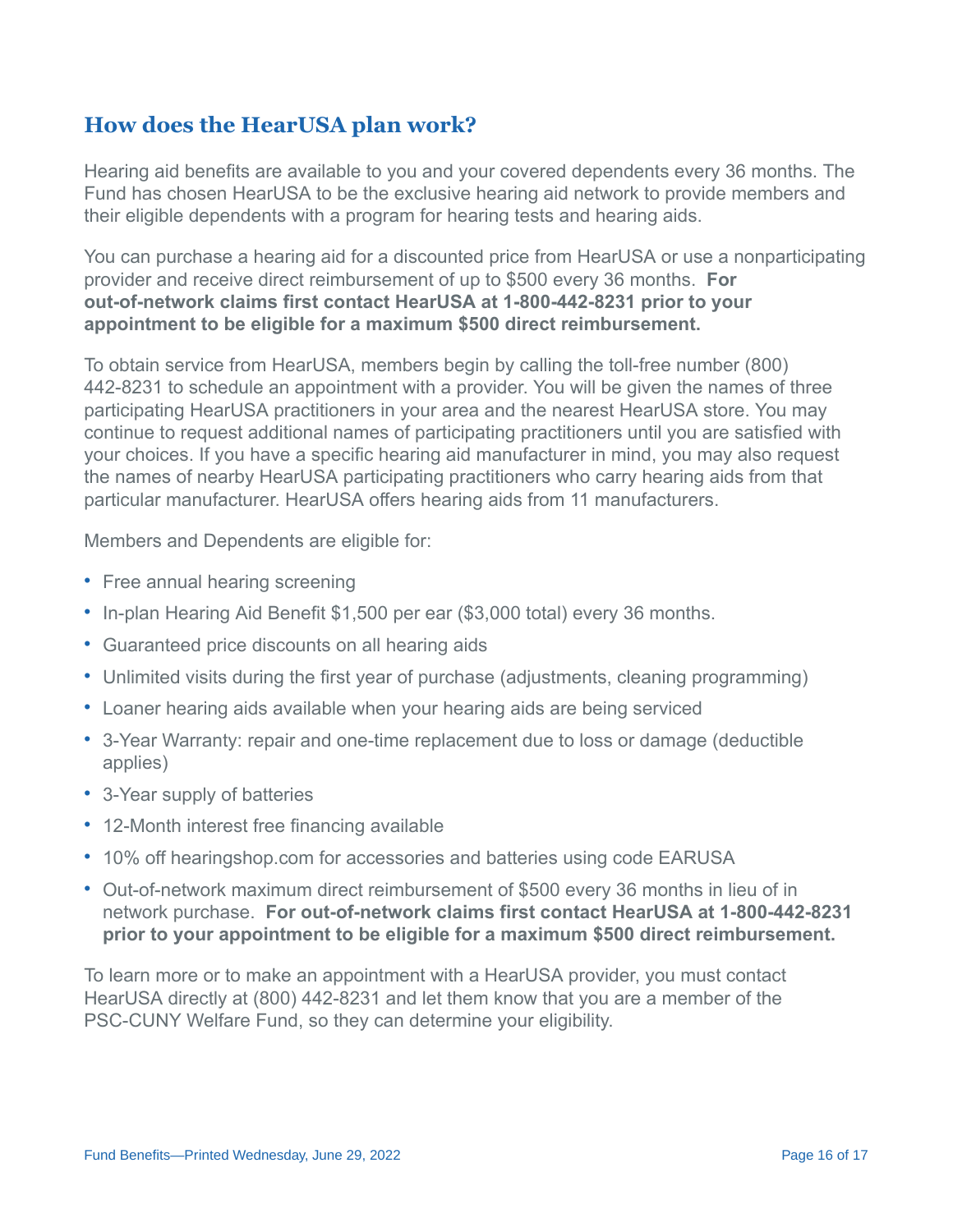## How does the HearUSA plan work?

Hearing aid benefits are available to you and your covered dependents every 36 months. The Fund has chosen HearUSA to be the exclusive hearing aid network to provide members and their eligible dependents with a program for hearing tests and hearing aids.

You can purchase a hearing aid for a discounted price from HearUSA or use a nonparticipating provider and receive direct reimbursement of up to $500 every 36 months. **For out-of-network claims first contact HearUSA at 1-800-442-8231 prior to your appointment to be eligible for a maximum $500 direct reimbursement.**

To obtain service from HearUSA, members begin by calling the toll-free number (800) 442-8231 to schedule an appointment with a provider. You will be given the names of three participating HearUSA practitioners in your area and the nearest HearUSA store. You may continue to request additional names of participating practitioners until you are satisfied with your choices. If you have a specific hearing aid manufacturer in mind, you may also request the names of nearby HearUSA participating practitioners who carry hearing aids from that particular manufacturer. HearUSA offers hearing aids from 11 manufacturers.

Members and Dependents are eligible for:

- Free annual hearing screening
- In-plan Hearing Aid Benefit $1,500 per ear ($3,000 total) every 36 months.
- Guaranteed price discounts on all hearing aids
- Unlimited visits during the first year of purchase (adjustments, cleaning programming)
- Loaner hearing aids available when your hearing aids are being serviced
- 3-Year Warranty: repair and one-time replacement due to loss or damage (deductible applies)
- 3-Year supply of batteries
- 12-Month interest free financing available
- 10% off hearingshop.com for accessories and batteries using code EARUSA
- Out-of-network maximum direct reimbursement of $500 every 36 months in lieu of in network purchase. **For out-of-network claims first contact HearUSA at 1-800-442-8231 prior to your appointment to be eligible for a maximum $500 direct reimbursement.**

To learn more or to make an appointment with a HearUSA provider, you must contact HearUSA directly at (800) 442-8231 and let them know that you are a member of the PSC-CUNY Welfare Fund, so they can determine your eligibility.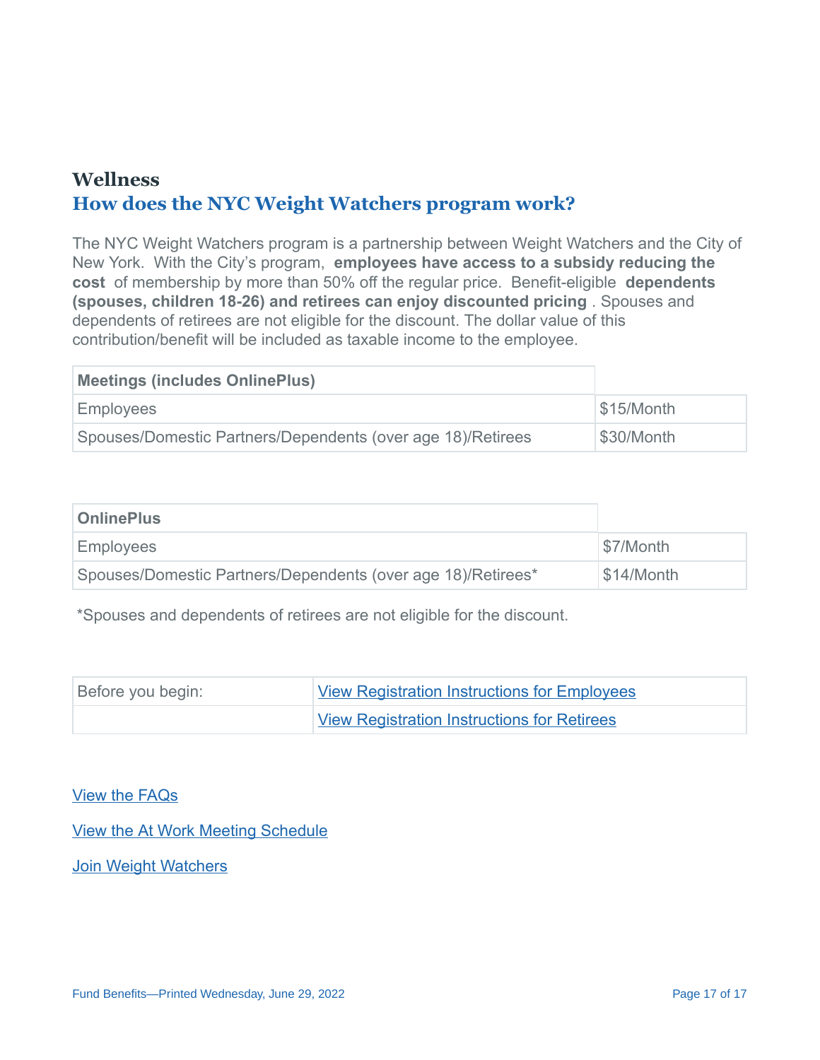## Wellness

### How does the NYC Weight Watchers program work?

The NYC Weight Watchers program is a partnership between Weight Watchers and the City of New York. With the City's program, **employees have access to a subsidy reducing the cost** of membership by more than 50% off the regular price. Benefit-eligible **dependents (spouses, children 18-26) and retirees can enjoy discounted pricing** . Spouses and dependents of retirees are not eligible for the discount. The dollar value of this contribution/benefit will be included as taxable income to the employee.

| Meetings (includes OnlinePlus) | |
|---|---|
| Employees | $15/Month |
| Spouses/Domestic Partners/Dependents (over age 18)/Retirees | $30/Month |

| OnlinePlus | |
|---|---|
| Employees | $7/Month |
| Spouses/Domestic Partners/Dependents (over age 18)/Retirees* | $14/Month |

*Spouses and dependents of retirees are not eligible for the discount.

| | |
|---|---|
| Before you begin: | View Registration Instructions for Employees |
| | View Registration Instructions for Retirees |

View the FAQs

View the At Work Meeting Schedule

Join Weight Watchers